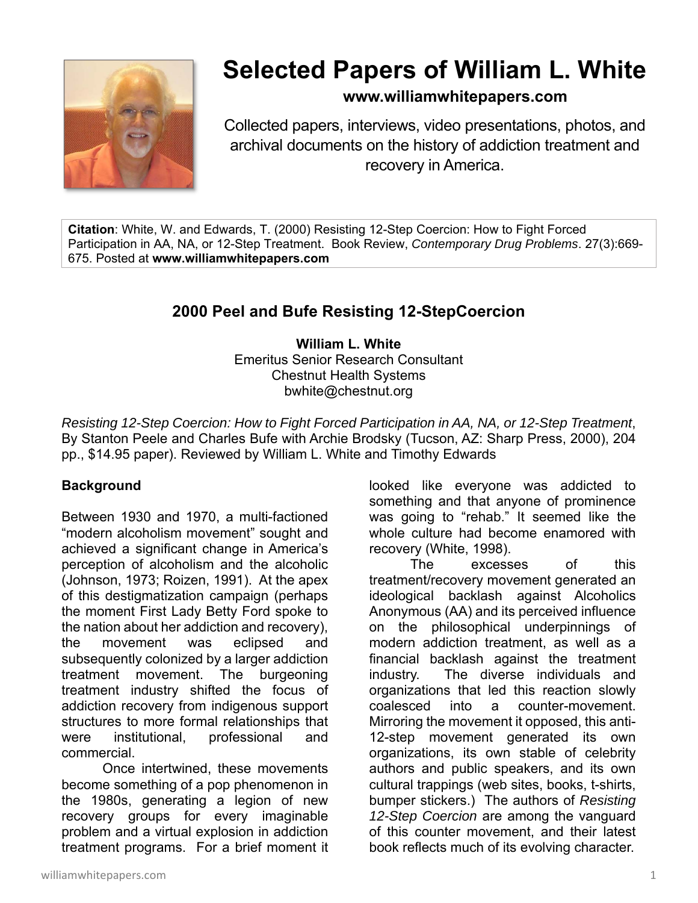# Selected Papers of William L. White

**www.williamwhitepapers.com**

Collected papers, interviews, video presentations, photos, and archival documents on the history of addiction treatment and recovery in America.

**Citation**: White, W. and Edwards, T. (2000) Resisting 12-Step Coercion: How to Fight Forced Participation in AA, NA, or 12-Step Treatment. Book Review, *Contemporary Drug Problems*. 27(3):669-675. Posted at **www.williamwhitepapers.com**

## 2000 Peel and Bufe Resisting 12-StepCoercion

**William L. White**
Emeritus Senior Research Consultant
Chestnut Health Systems
bwhite@chestnut.org

*Resisting 12-Step Coercion: How to Fight Forced Participation in AA, NA, or 12-Step Treatment*, By Stanton Peele and Charles Bufe with Archie Brodsky (Tucson, AZ: Sharp Press, 2000), 204 pp., $14.95 paper). Reviewed by William L. White and Timothy Edwards

### Background

Between 1930 and 1970, a multi-factioned "modern alcoholism movement" sought and achieved a significant change in America's perception of alcoholism and the alcoholic (Johnson, 1973; Roizen, 1991). At the apex of this destigmatization campaign (perhaps the moment First Lady Betty Ford spoke to the nation about her addiction and recovery), the movement was eclipsed and subsequently colonized by a larger addiction treatment movement. The burgeoning treatment industry shifted the focus of addiction recovery from indigenous support structures to more formal relationships that were institutional, professional and commercial.

Once intertwined, these movements become something of a pop phenomenon in the 1980s, generating a legion of new recovery groups for every imaginable problem and a virtual explosion in addiction treatment programs. For a brief moment it looked like everyone was addicted to something and that anyone of prominence was going to "rehab." It seemed like the whole culture had become enamored with recovery (White, 1998).

The excesses of this treatment/recovery movement generated an ideological backlash against Alcoholics Anonymous (AA) and its perceived influence on the philosophical underpinnings of modern addiction treatment, as well as a financial backlash against the treatment industry. The diverse individuals and organizations that led this reaction slowly coalesced into a counter-movement. Mirroring the movement it opposed, this anti-12-step movement generated its own organizations, its own stable of celebrity authors and public speakers, and its own cultural trappings (web sites, books, t-shirts, bumper stickers.) The authors of *Resisting 12-Step Coercion* are among the vanguard of this counter movement, and their latest book reflects much of its evolving character.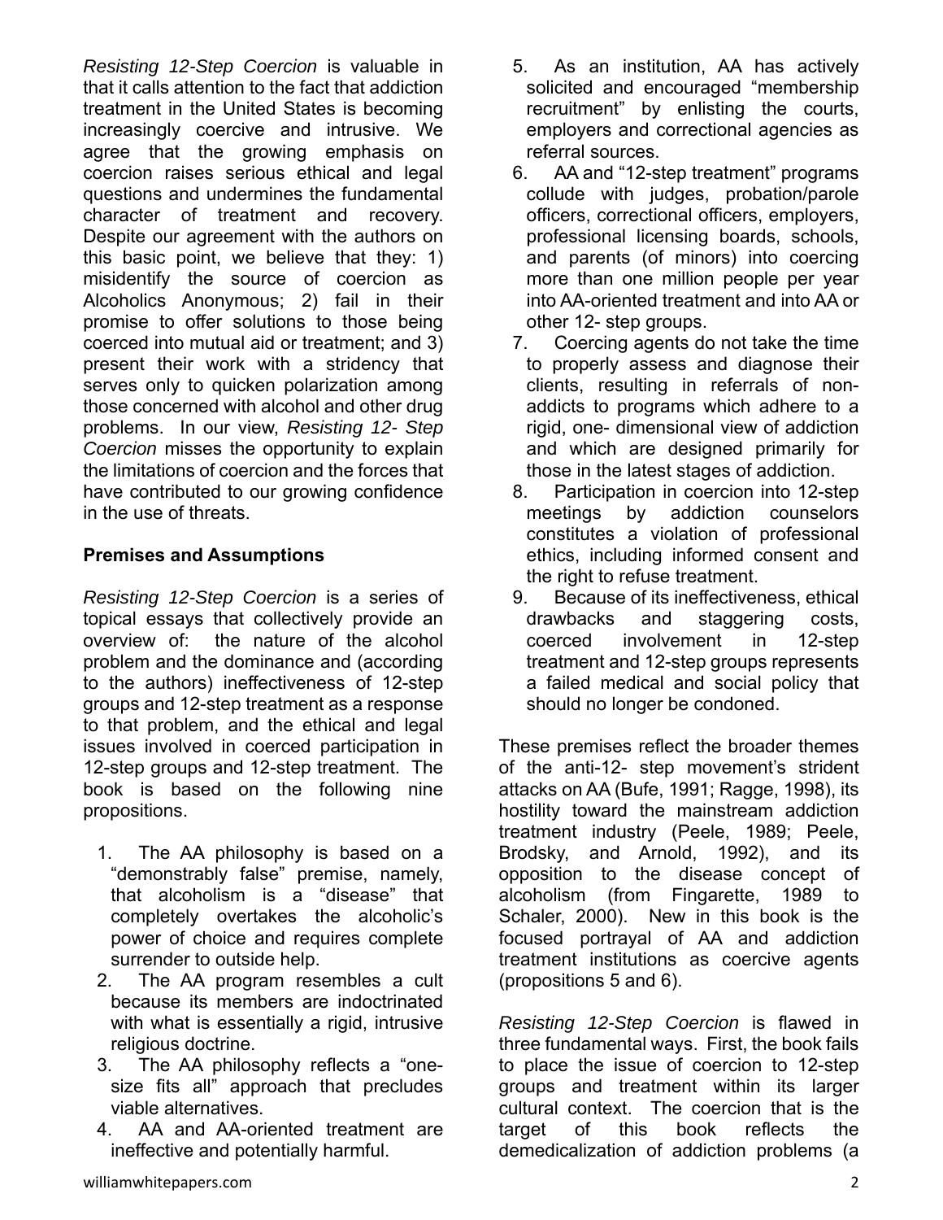*Resisting 12-Step Coercion* is valuable in that it calls attention to the fact that addiction treatment in the United States is becoming increasingly coercive and intrusive. We agree that the growing emphasis on coercion raises serious ethical and legal questions and undermines the fundamental character of treatment and recovery. Despite our agreement with the authors on this basic point, we believe that they: 1) misidentify the source of coercion as Alcoholics Anonymous; 2) fail in their promise to offer solutions to those being coerced into mutual aid or treatment; and 3) present their work with a stridency that serves only to quicken polarization among those concerned with alcohol and other drug problems. In our view, *Resisting 12- Step Coercion* misses the opportunity to explain the limitations of coercion and the forces that have contributed to our growing confidence in the use of threats.

**Premises and Assumptions**

*Resisting 12-Step Coercion* is a series of topical essays that collectively provide an overview of: the nature of the alcohol problem and the dominance and (according to the authors) ineffectiveness of 12-step groups and 12-step treatment as a response to that problem, and the ethical and legal issues involved in coerced participation in 12-step groups and 12-step treatment. The book is based on the following nine propositions.

1. The AA philosophy is based on a "demonstrably false" premise, namely, that alcoholism is a "disease" that completely overtakes the alcoholic's power of choice and requires complete surrender to outside help.
2. The AA program resembles a cult because its members are indoctrinated with what is essentially a rigid, intrusive religious doctrine.
3. The AA philosophy reflects a "one-size fits all" approach that precludes viable alternatives.
4. AA and AA-oriented treatment are ineffective and potentially harmful.
5. As an institution, AA has actively solicited and encouraged "membership recruitment" by enlisting the courts, employers and correctional agencies as referral sources.
6. AA and "12-step treatment" programs collude with judges, probation/parole officers, correctional officers, employers, professional licensing boards, schools, and parents (of minors) into coercing more than one million people per year into AA-oriented treatment and into AA or other 12- step groups.
7. Coercing agents do not take the time to properly assess and diagnose their clients, resulting in referrals of non-addicts to programs which adhere to a rigid, one- dimensional view of addiction and which are designed primarily for those in the latest stages of addiction.
8. Participation in coercion into 12-step meetings by addiction counselors constitutes a violation of professional ethics, including informed consent and the right to refuse treatment.
9. Because of its ineffectiveness, ethical drawbacks and staggering costs, coerced involvement in 12-step treatment and 12-step groups represents a failed medical and social policy that should no longer be condoned.

These premises reflect the broader themes of the anti-12- step movement's strident attacks on AA (Bufe, 1991; Ragge, 1998), its hostility toward the mainstream addiction treatment industry (Peele, 1989; Peele, Brodsky, and Arnold, 1992), and its opposition to the disease concept of alcoholism (from Fingarette, 1989 to Schaler, 2000). New in this book is the focused portrayal of AA and addiction treatment institutions as coercive agents (propositions 5 and 6).

*Resisting 12-Step Coercion* is flawed in three fundamental ways. First, the book fails to place the issue of coercion to 12-step groups and treatment within its larger cultural context. The coercion that is the target of this book reflects the demedicalization of addiction problems (a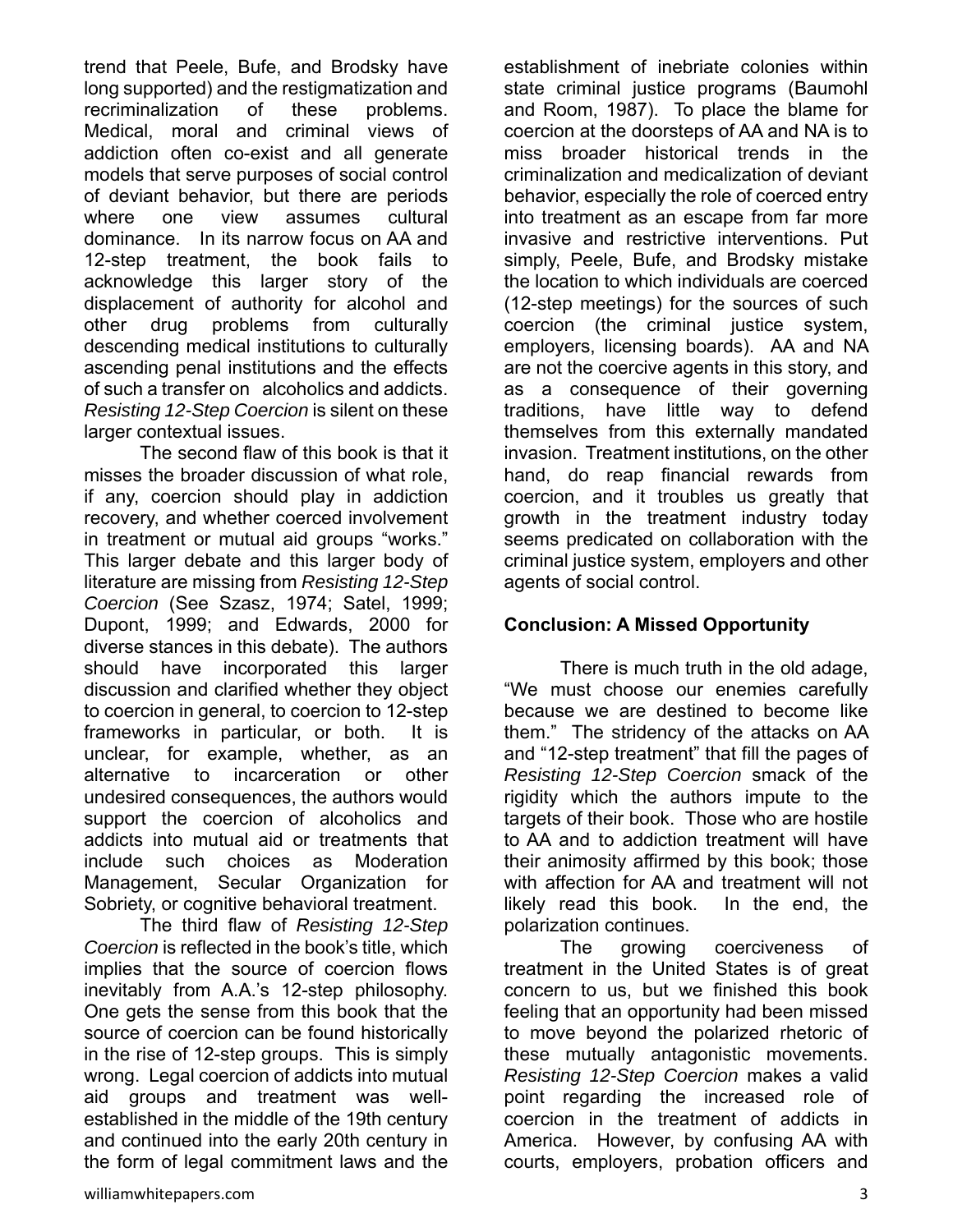trend that Peele, Bufe, and Brodsky have long supported) and the restigmatization and recriminalization of these problems. Medical, moral and criminal views of addiction often co-exist and all generate models that serve purposes of social control of deviant behavior, but there are periods where one view assumes cultural dominance. In its narrow focus on AA and 12-step treatment, the book fails to acknowledge this larger story of the displacement of authority for alcohol and other drug problems from culturally descending medical institutions to culturally ascending penal institutions and the effects of such a transfer on alcoholics and addicts. *Resisting 12-Step Coercion* is silent on these larger contextual issues.

The second flaw of this book is that it misses the broader discussion of what role, if any, coercion should play in addiction recovery, and whether coerced involvement in treatment or mutual aid groups "works." This larger debate and this larger body of literature are missing from *Resisting 12-Step Coercion* (See Szasz, 1974; Satel, 1999; Dupont, 1999; and Edwards, 2000 for diverse stances in this debate). The authors should have incorporated this larger discussion and clarified whether they object to coercion in general, to coercion to 12-step frameworks in particular, or both. It is unclear, for example, whether, as an alternative to incarceration or other undesired consequences, the authors would support the coercion of alcoholics and addicts into mutual aid or treatments that include such choices as Moderation Management, Secular Organization for Sobriety, or cognitive behavioral treatment.

The third flaw of *Resisting 12-Step Coercion* is reflected in the book's title, which implies that the source of coercion flows inevitably from A.A.'s 12-step philosophy. One gets the sense from this book that the source of coercion can be found historically in the rise of 12-step groups. This is simply wrong. Legal coercion of addicts into mutual aid groups and treatment was well-established in the middle of the 19th century and continued into the early 20th century in the form of legal commitment laws and the establishment of inebriate colonies within state criminal justice programs (Baumohl and Room, 1987). To place the blame for coercion at the doorsteps of AA and NA is to miss broader historical trends in the criminalization and medicalization of deviant behavior, especially the role of coerced entry into treatment as an escape from far more invasive and restrictive interventions. Put simply, Peele, Bufe, and Brodsky mistake the location to which individuals are coerced (12-step meetings) for the sources of such coercion (the criminal justice system, employers, licensing boards). AA and NA are not the coercive agents in this story, and as a consequence of their governing traditions, have little way to defend themselves from this externally mandated invasion. Treatment institutions, on the other hand, do reap financial rewards from coercion, and it troubles us greatly that growth in the treatment industry today seems predicated on collaboration with the criminal justice system, employers and other agents of social control.

## Conclusion: A Missed Opportunity

There is much truth in the old adage, "We must choose our enemies carefully because we are destined to become like them." The stridency of the attacks on AA and "12-step treatment" that fill the pages of *Resisting 12-Step Coercion* smack of the rigidity which the authors impute to the targets of their book. Those who are hostile to AA and to addiction treatment will have their animosity affirmed by this book; those with affection for AA and treatment will not likely read this book. In the end, the polarization continues.

The growing coerciveness of treatment in the United States is of great concern to us, but we finished this book feeling that an opportunity had been missed to move beyond the polarized rhetoric of these mutually antagonistic movements. *Resisting 12-Step Coercion* makes a valid point regarding the increased role of coercion in the treatment of addicts in America. However, by confusing AA with courts, employers, probation officers and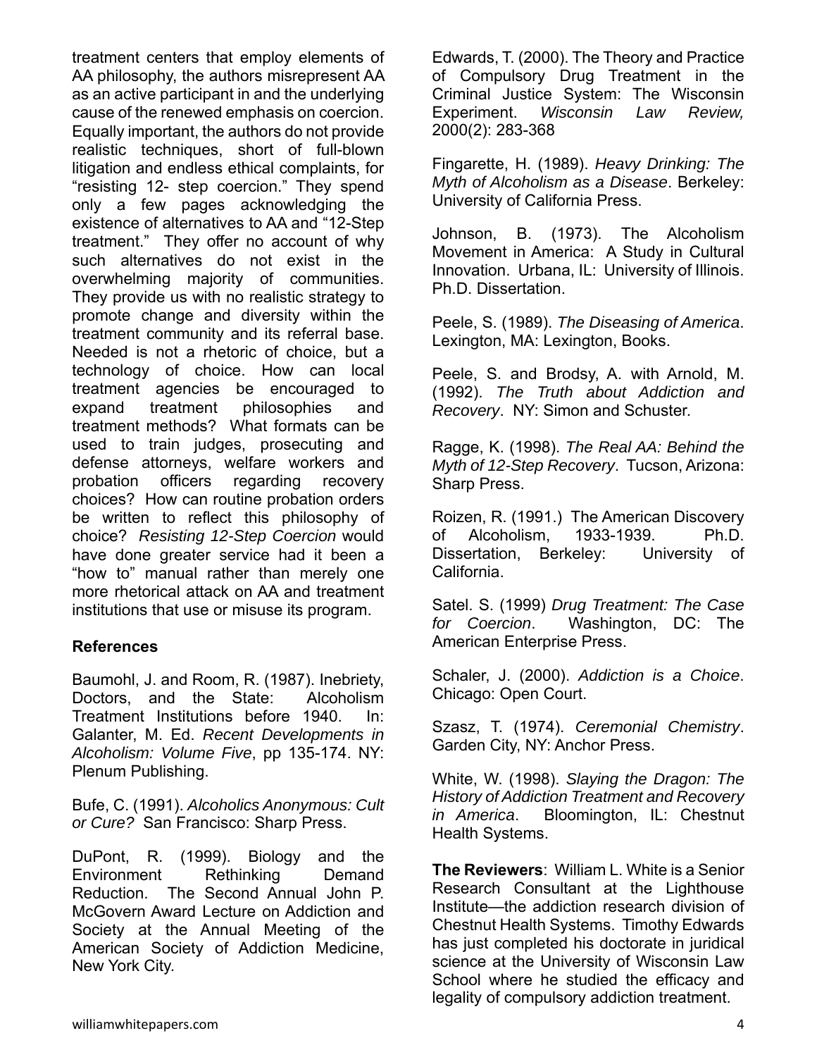treatment centers that employ elements of AA philosophy, the authors misrepresent AA as an active participant in and the underlying cause of the renewed emphasis on coercion. Equally important, the authors do not provide realistic techniques, short of full-blown litigation and endless ethical complaints, for "resisting 12- step coercion." They spend only a few pages acknowledging the existence of alternatives to AA and "12-Step treatment." They offer no account of why such alternatives do not exist in the overwhelming majority of communities. They provide us with no realistic strategy to promote change and diversity within the treatment community and its referral base. Needed is not a rhetoric of choice, but a technology of choice. How can local treatment agencies be encouraged to expand treatment philosophies and treatment methods? What formats can be used to train judges, prosecuting and defense attorneys, welfare workers and probation officers regarding recovery choices? How can routine probation orders be written to reflect this philosophy of choice? *Resisting 12-Step Coercion* would have done greater service had it been a "how to" manual rather than merely one more rhetorical attack on AA and treatment institutions that use or misuse its program.

**References**

Baumohl, J. and Room, R. (1987). Inebriety, Doctors, and the State: Alcoholism Treatment Institutions before 1940. In: Galanter, M. Ed. *Recent Developments in Alcoholism: Volume Five*, pp 135-174. NY: Plenum Publishing.

Bufe, C. (1991). *Alcoholics Anonymous: Cult or Cure?* San Francisco: Sharp Press.

DuPont, R. (1999). Biology and the Environment Rethinking Demand Reduction. The Second Annual John P. McGovern Award Lecture on Addiction and Society at the Annual Meeting of the American Society of Addiction Medicine, New York City.

Edwards, T. (2000). The Theory and Practice of Compulsory Drug Treatment in the Criminal Justice System: The Wisconsin Experiment. *Wisconsin Law Review,* 2000(2): 283-368

Fingarette, H. (1989). *Heavy Drinking: The Myth of Alcoholism as a Disease*. Berkeley: University of California Press.

Johnson, B. (1973). The Alcoholism Movement in America: A Study in Cultural Innovation. Urbana, IL: University of Illinois. Ph.D. Dissertation.

Peele, S. (1989). *The Diseasing of America*. Lexington, MA: Lexington, Books.

Peele, S. and Brodsy, A. with Arnold, M. (1992). *The Truth about Addiction and Recovery*. NY: Simon and Schuster.

Ragge, K. (1998). *The Real AA: Behind the Myth of 12-Step Recovery*. Tucson, Arizona: Sharp Press.

Roizen, R. (1991.) The American Discovery of Alcoholism, 1933-1939. Ph.D. Dissertation, Berkeley: University of California.

Satel. S. (1999) *Drug Treatment: The Case for Coercion*. Washington, DC: The American Enterprise Press.

Schaler, J. (2000). *Addiction is a Choice*. Chicago: Open Court.

Szasz, T. (1974). *Ceremonial Chemistry*. Garden City, NY: Anchor Press.

White, W. (1998). *Slaying the Dragon: The History of Addiction Treatment and Recovery in America*. Bloomington, IL: Chestnut Health Systems.

**The Reviewers**: William L. White is a Senior Research Consultant at the Lighthouse Institute—the addiction research division of Chestnut Health Systems. Timothy Edwards has just completed his doctorate in juridical science at the University of Wisconsin Law School where he studied the efficacy and legality of compulsory addiction treatment.